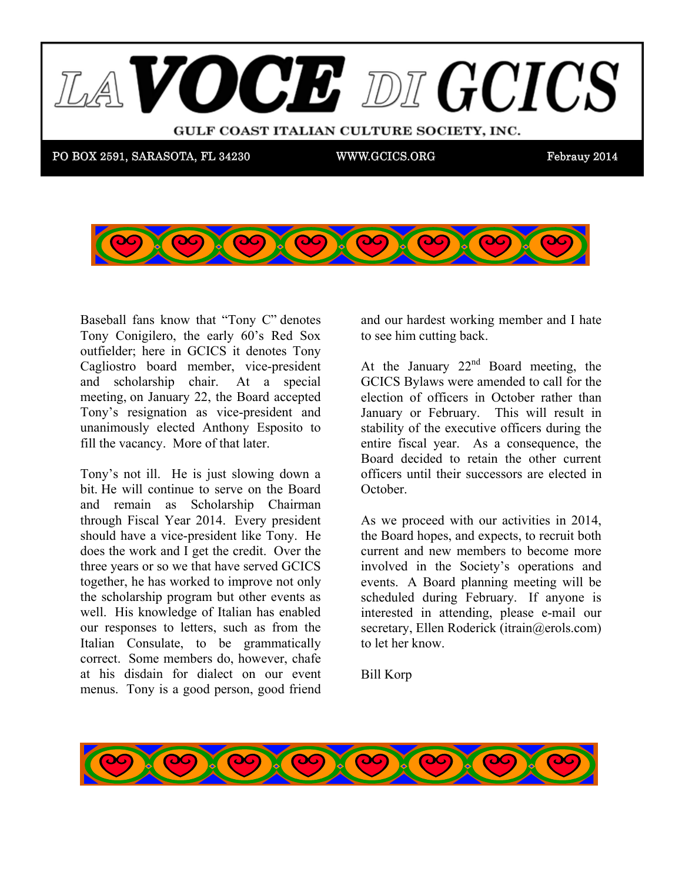# LA VOCE DI GCICS

**GULF COAST ITALIAN CULTURE SOCIETY, INC.**

PO BOX 2591, SARASOTA, FL 34230 WWW.GCICS.ORG Febrauy 2014

Baseball fans know that "Tony C" denotes Tony Conigilero, the early 60's Red Sox outfielder; here in GCICS it denotes Tony Cagliostro board member, vice-president and scholarship chair. At a special meeting, on January 22, the Board accepted Tony's resignation as vice-president and unanimously elected Anthony Esposito to fill the vacancy. More of that later.

Tony's not ill. He is just slowing down a bit. He will continue to serve on the Board and remain as Scholarship Chairman through Fiscal Year 2014. Every president should have a vice-president like Tony. He does the work and I get the credit. Over the three years or so we that have served GCICS together, he has worked to improve not only the scholarship program but other events as well. His knowledge of Italian has enabled our responses to letters, such as from the Italian Consulate, to be grammatically correct. Some members do, however, chafe at his disdain for dialect on our event menus. Tony is a good person, good friend and our hardest working member and I hate to see him cutting back.

At the January 22nd Board meeting, the GCICS Bylaws were amended to call for the election of officers in October rather than January or February. This will result in stability of the executive officers during the entire fiscal year. As a consequence, the Board decided to retain the other current officers until their successors are elected in October.

As we proceed with our activities in 2014, the Board hopes, and expects, to recruit both current and new members to become more involved in the Society's operations and events. A Board planning meeting will be scheduled during February. If anyone is interested in attending, please e-mail our secretary, Ellen Roderick (itrain@erols.com) to let her know.

Bill Korp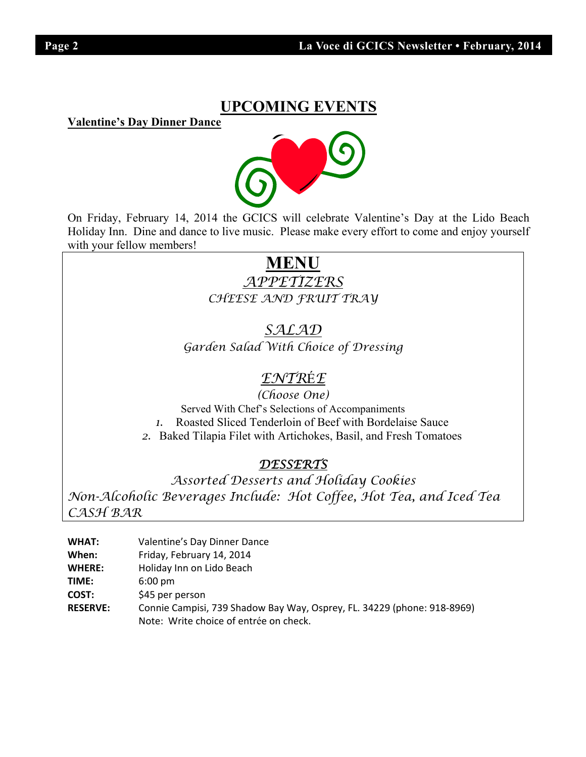## UPCOMING EVENTS

**Valentine's Day Dinner Dance**

On Friday, February 14, 2014 the GCICS will celebrate Valentine's Day at the Lido Beach Holiday Inn. Dine and dance to live music. Please make every effort to come and enjoy yourself with your fellow members!

## MENU

### *APPETIZERS*

*CHEESE AND FRUIT TRAY*

### *SALAD*

*Garden Salad With Choice of Dressing*

### *ENTRÉE*

*(Choose One)*

Served With Chef's Selections of Accompaniments

1. Roasted Sliced Tenderloin of Beef with Bordelaise Sauce
2. Baked Tilapia Filet with Artichokes, Basil, and Fresh Tomatoes

### *DESSERTS*

*Assorted Desserts and Holiday Cookies*

*Non-Alcoholic Beverages Include: Hot Coffee, Hot Tea, and Iced Tea*

*CASH BAR*

**WHAT:** Valentine's Day Dinner Dance
**When:** Friday, February 14, 2014
**WHERE:** Holiday Inn on Lido Beach
**TIME:** 6:00 pm
**COST:** $45 per person
**RESERVE:** Connie Campisi, 739 Shadow Bay Way, Osprey, FL. 34229 (phone: 918-8969)
Note: Write choice of entrée on check.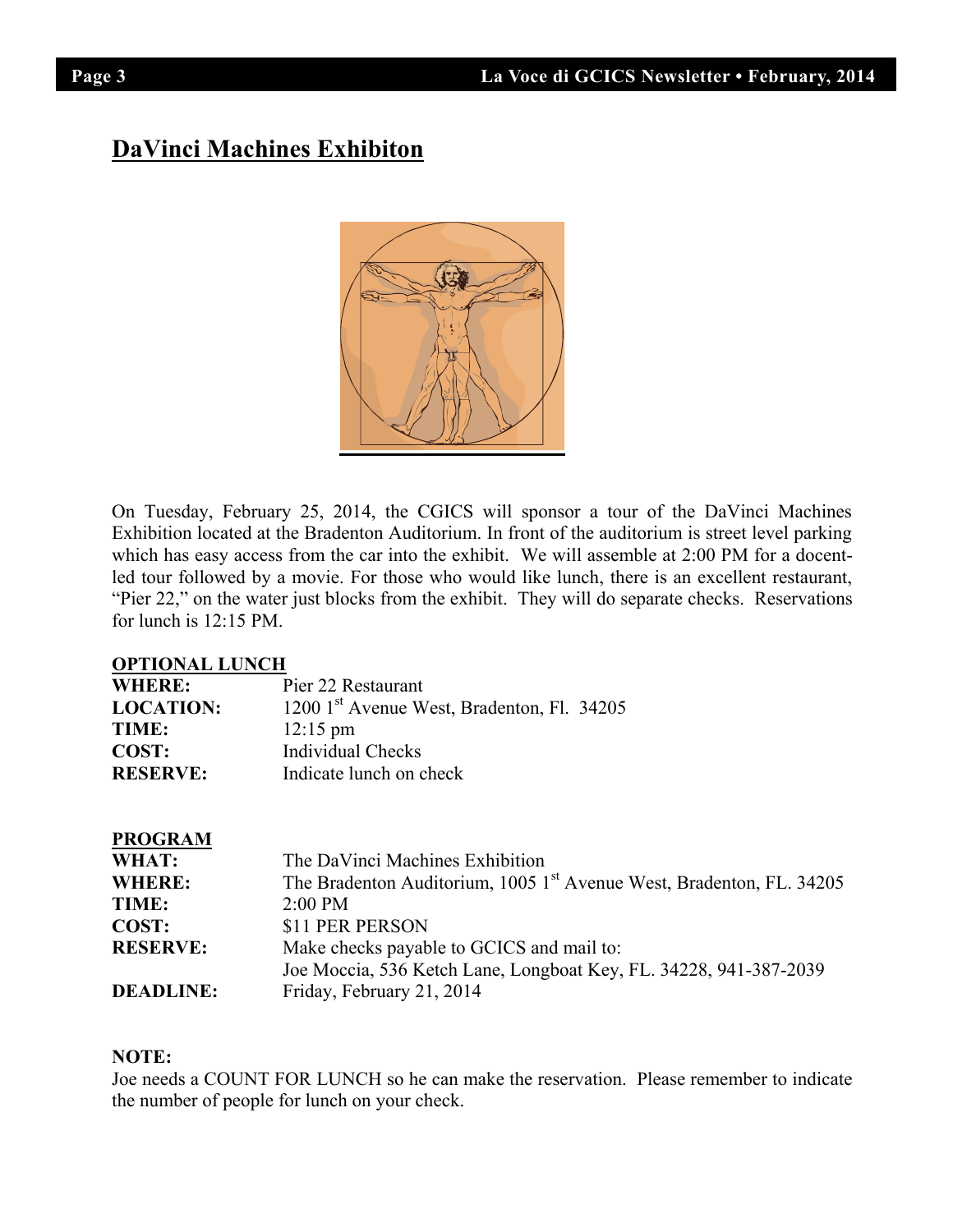## DaVinci Machines Exhibiton

On Tuesday, February 25, 2014, the CGICS will sponsor a tour of the DaVinci Machines Exhibition located at the Bradenton Auditorium. In front of the auditorium is street level parking which has easy access from the car into the exhibit. We will assemble at 2:00 PM for a docent-led tour followed by a movie. For those who would like lunch, there is an excellent restaurant, "Pier 22," on the water just blocks from the exhibit. They will do separate checks. Reservations for lunch is 12:15 PM.

**OPTIONAL LUNCH**

| | |
|---|---|
| **WHERE:** | Pier 22 Restaurant |
| **LOCATION:** | 1200 1st Avenue West, Bradenton, Fl. 34205 |
| **TIME:** | 12:15 pm |
| **COST:** | Individual Checks |
| **RESERVE:** | Indicate lunch on check |

**PROGRAM**

| | |
|---|---|
| **WHAT:** | The DaVinci Machines Exhibition |
| **WHERE:** | The Bradenton Auditorium, 1005 1st Avenue West, Bradenton, FL. 34205 |
| **TIME:** | 2:00 PM |
| **COST:** | $11 PER PERSON |
| **RESERVE:** | Make checks payable to GCICS and mail to: Joe Moccia, 536 Ketch Lane, Longboat Key, FL. 34228, 941-387-2039 |
| **DEADLINE:** | Friday, February 21, 2014 |

**NOTE:**
Joe needs a COUNT FOR LUNCH so he can make the reservation. Please remember to indicate the number of people for lunch on your check.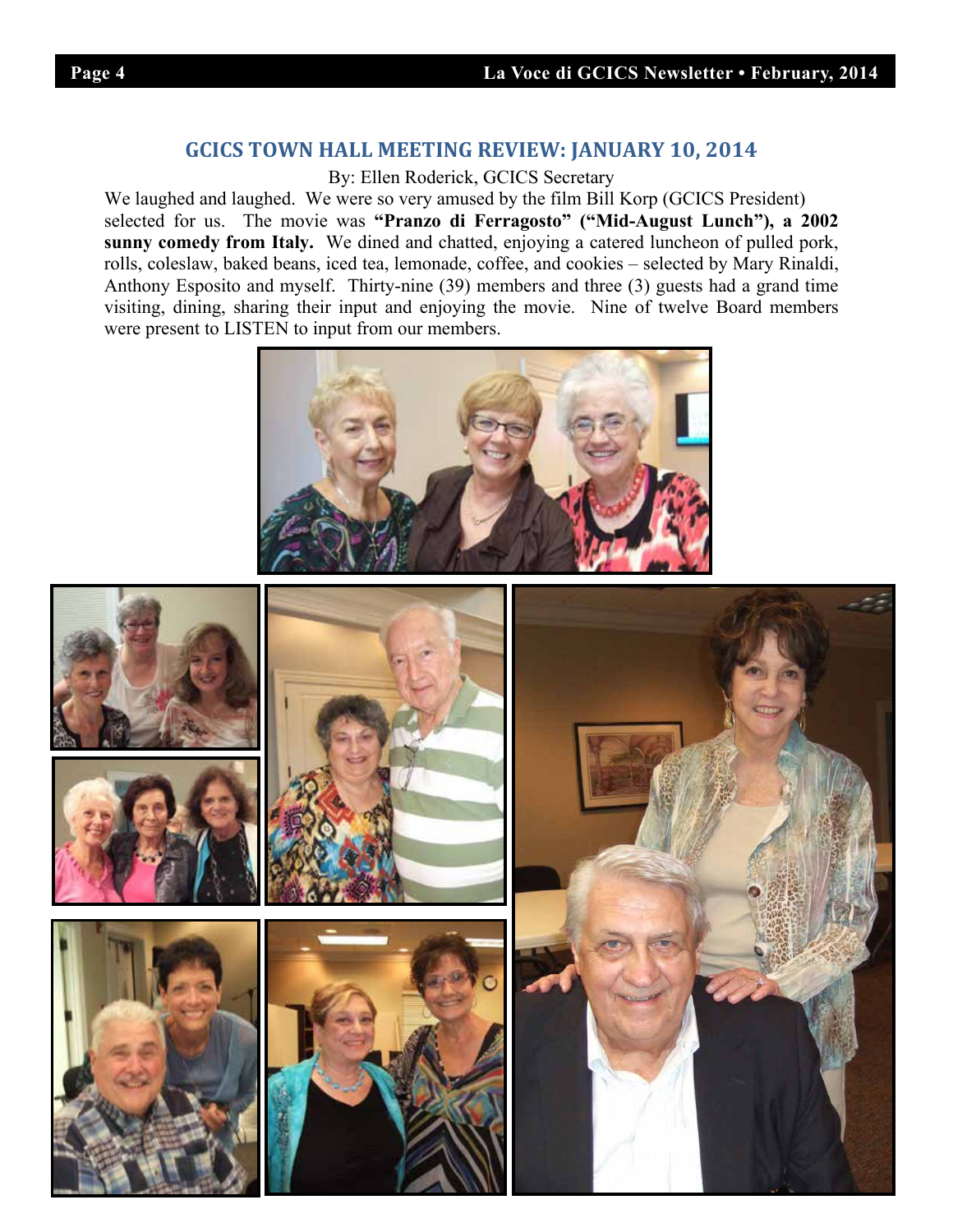## GCICS TOWN HALL MEETING REVIEW: JANUARY 10, 2014

By: Ellen Roderick, GCICS Secretary

We laughed and laughed. We were so very amused by the film Bill Korp (GCICS President) selected for us. The movie was **"Pranzo di Ferragosto" ("Mid-August Lunch"), a 2002 sunny comedy from Italy.** We dined and chatted, enjoying a catered luncheon of pulled pork, rolls, coleslaw, baked beans, iced tea, lemonade, coffee, and cookies – selected by Mary Rinaldi, Anthony Esposito and myself. Thirty-nine (39) members and three (3) guests had a grand time visiting, dining, sharing their input and enjoying the movie. Nine of twelve Board members were present to LISTEN to input from our members.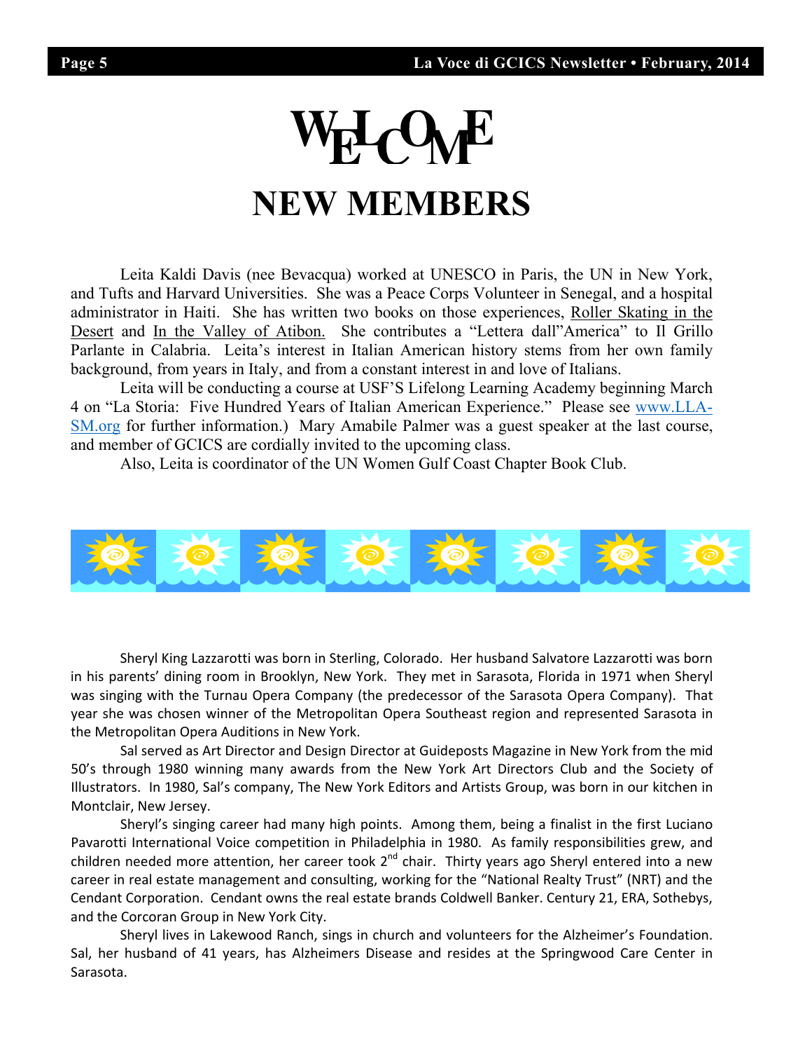# WELCOME

# NEW MEMBERS

Leita Kaldi Davis (nee Bevacqua) worked at UNESCO in Paris, the UN in New York, and Tufts and Harvard Universities. She was a Peace Corps Volunteer in Senegal, and a hospital administrator in Haiti. She has written two books on those experiences, Roller Skating in the Desert and In the Valley of Atibon. She contributes a "Lettera dall"America" to Il Grillo Parlante in Calabria. Leita's interest in Italian American history stems from her own family background, from years in Italy, and from a constant interest in and love of Italians.

Leita will be conducting a course at USF'S Lifelong Learning Academy beginning March 4 on "La Storia: Five Hundred Years of Italian American Experience." Please see www.LLA-SM.org for further information.) Mary Amabile Palmer was a guest speaker at the last course, and member of GCICS are cordially invited to the upcoming class.

Also, Leita is coordinator of the UN Women Gulf Coast Chapter Book Club.

Sheryl King Lazzarotti was born in Sterling, Colorado. Her husband Salvatore Lazzarotti was born in his parents' dining room in Brooklyn, New York. They met in Sarasota, Florida in 1971 when Sheryl was singing with the Turnau Opera Company (the predecessor of the Sarasota Opera Company). That year she was chosen winner of the Metropolitan Opera Southeast region and represented Sarasota in the Metropolitan Opera Auditions in New York.

Sal served as Art Director and Design Director at Guideposts Magazine in New York from the mid 50's through 1980 winning many awards from the New York Art Directors Club and the Society of Illustrators. In 1980, Sal's company, The New York Editors and Artists Group, was born in our kitchen in Montclair, New Jersey.

Sheryl's singing career had many high points. Among them, being a finalist in the first Luciano Pavarotti International Voice competition in Philadelphia in 1980. As family responsibilities grew, and children needed more attention, her career took 2nd chair. Thirty years ago Sheryl entered into a new career in real estate management and consulting, working for the "National Realty Trust" (NRT) and the Cendant Corporation. Cendant owns the real estate brands Coldwell Banker. Century 21, ERA, Sothebys, and the Corcoran Group in New York City.

Sheryl lives in Lakewood Ranch, sings in church and volunteers for the Alzheimer's Foundation. Sal, her husband of 41 years, has Alzheimers Disease and resides at the Springwood Care Center in Sarasota.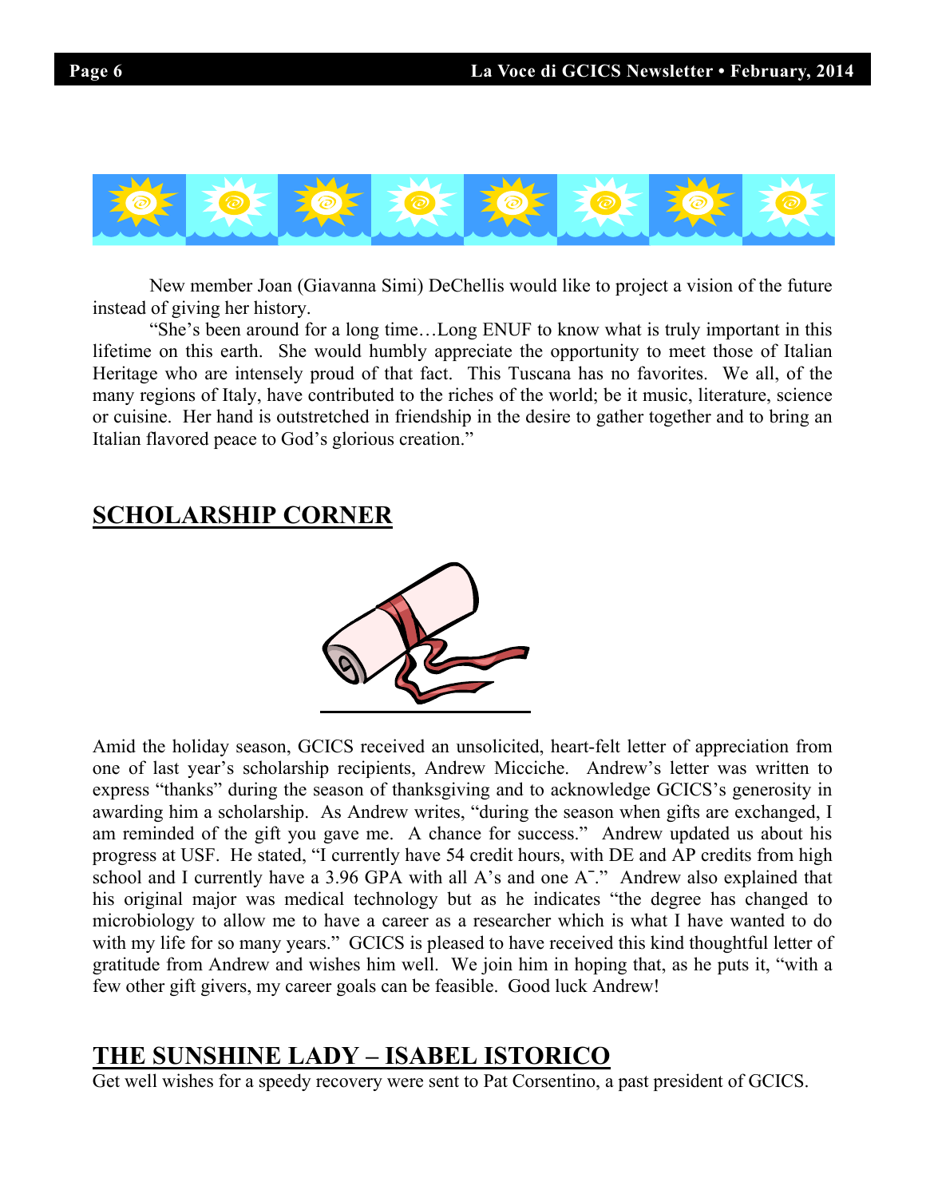New member Joan (Giavanna Simi) DeChellis would like to project a vision of the future instead of giving her history.

"She's been around for a long time…Long ENUF to know what is truly important in this lifetime on this earth. She would humbly appreciate the opportunity to meet those of Italian Heritage who are intensely proud of that fact. This Tuscana has no favorites. We all, of the many regions of Italy, have contributed to the riches of the world; be it music, literature, science or cuisine. Her hand is outstretched in friendship in the desire to gather together and to bring an Italian flavored peace to God's glorious creation."

## SCHOLARSHIP CORNER

Amid the holiday season, GCICS received an unsolicited, heart-felt letter of appreciation from one of last year's scholarship recipients, Andrew Micciche. Andrew's letter was written to express "thanks" during the season of thanksgiving and to acknowledge GCICS's generosity in awarding him a scholarship. As Andrew writes, "during the season when gifts are exchanged, I am reminded of the gift you gave me. A chance for success." Andrew updated us about his progress at USF. He stated, "I currently have 54 credit hours, with DE and AP credits from high school and I currently have a 3.96 GPA with all A's and one A⁻." Andrew also explained that his original major was medical technology but as he indicates "the degree has changed to microbiology to allow me to have a career as a researcher which is what I have wanted to do with my life for so many years." GCICS is pleased to have received this kind thoughtful letter of gratitude from Andrew and wishes him well. We join him in hoping that, as he puts it, "with a few other gift givers, my career goals can be feasible. Good luck Andrew!

## THE SUNSHINE LADY – ISABEL ISTORICO

Get well wishes for a speedy recovery were sent to Pat Corsentino, a past president of GCICS.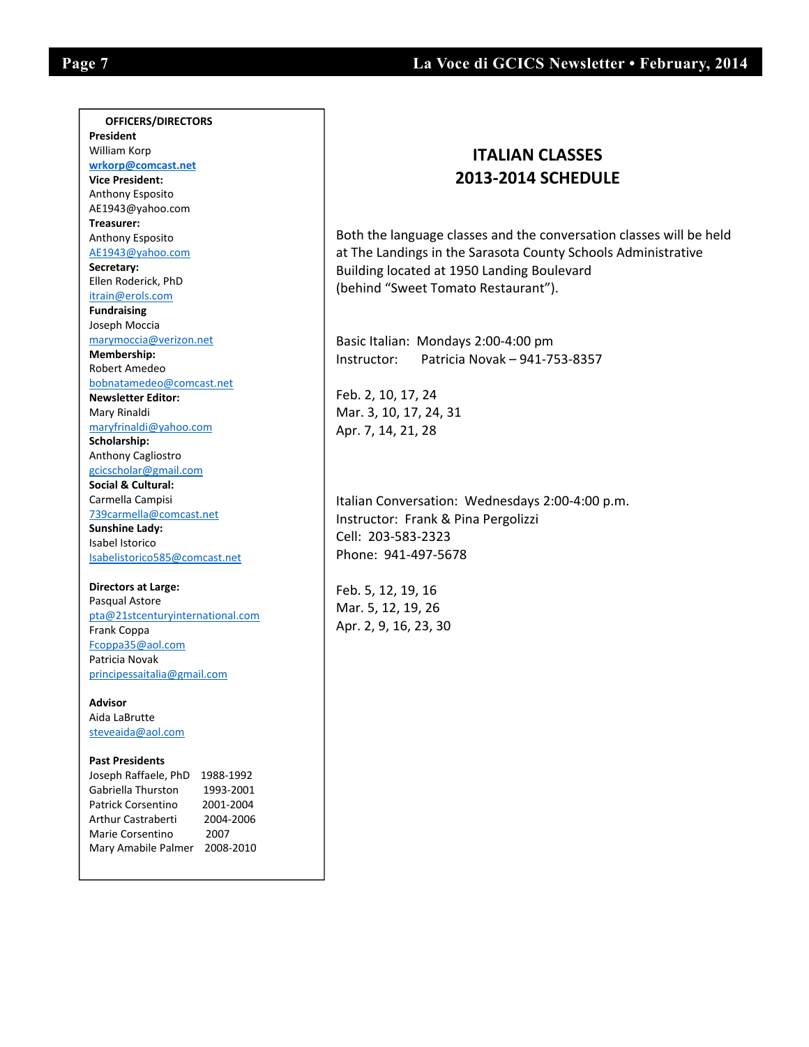**OFFICERS/DIRECTORS**

**President**
William Korp
**wrkorp@comcast.net**

**Vice President:**
Anthony Esposito
AE1943@yahoo.com

**Treasurer:**
Anthony Esposito
AE1943@yahoo.com

**Secretary:**
Ellen Roderick, PhD
itrain@erols.com

**Fundraising**
Joseph Moccia
marymoccia@verizon.net

**Membership:**
Robert Amedeo
bobnatamedeo@comcast.net

**Newsletter Editor:**
Mary Rinaldi
maryfrinaldi@yahoo.com

**Scholarship:**
Anthony Cagliostro
gcicscholar@gmail.com

**Social & Cultural:**
Carmella Campisi
739carmella@comcast.net

**Sunshine Lady:**
Isabel Istorico
Isabelistorico585@comcast.net

**Directors at Large:**
Pasqual Astore
pta@21stcenturyinternational.com
Frank Coppa
Fcoppa35@aol.com
Patricia Novak
principessaitalia@gmail.com

**Advisor**
Aida LaBrutte
steveaida@aol.com

**Past Presidents**

| | |
|---|---|
| Joseph Raffaele, PhD | 1988-1992 |
| Gabriella Thurston | 1993-2001 |
| Patrick Corsentino | 2001-2004 |
| Arthur Castraberti | 2004-2006 |
| Marie Corsentino | 2007 |
| Mary Amabile Palmer | 2008-2010 |

## ITALIAN CLASSES
## 2013-2014 SCHEDULE

Both the language classes and the conversation classes will be held at The Landings in the Sarasota County Schools Administrative Building located at 1950 Landing Boulevard (behind "Sweet Tomato Restaurant").

Basic Italian: Mondays 2:00-4:00 pm
Instructor: Patricia Novak – 941-753-8357

Feb. 2, 10, 17, 24
Mar. 3, 10, 17, 24, 31
Apr. 7, 14, 21, 28

Italian Conversation: Wednesdays 2:00-4:00 p.m.
Instructor: Frank & Pina Pergolizzi
Cell: 203-583-2323
Phone: 941-497-5678

Feb. 5, 12, 19, 16
Mar. 5, 12, 19, 26
Apr. 2, 9, 16, 23, 30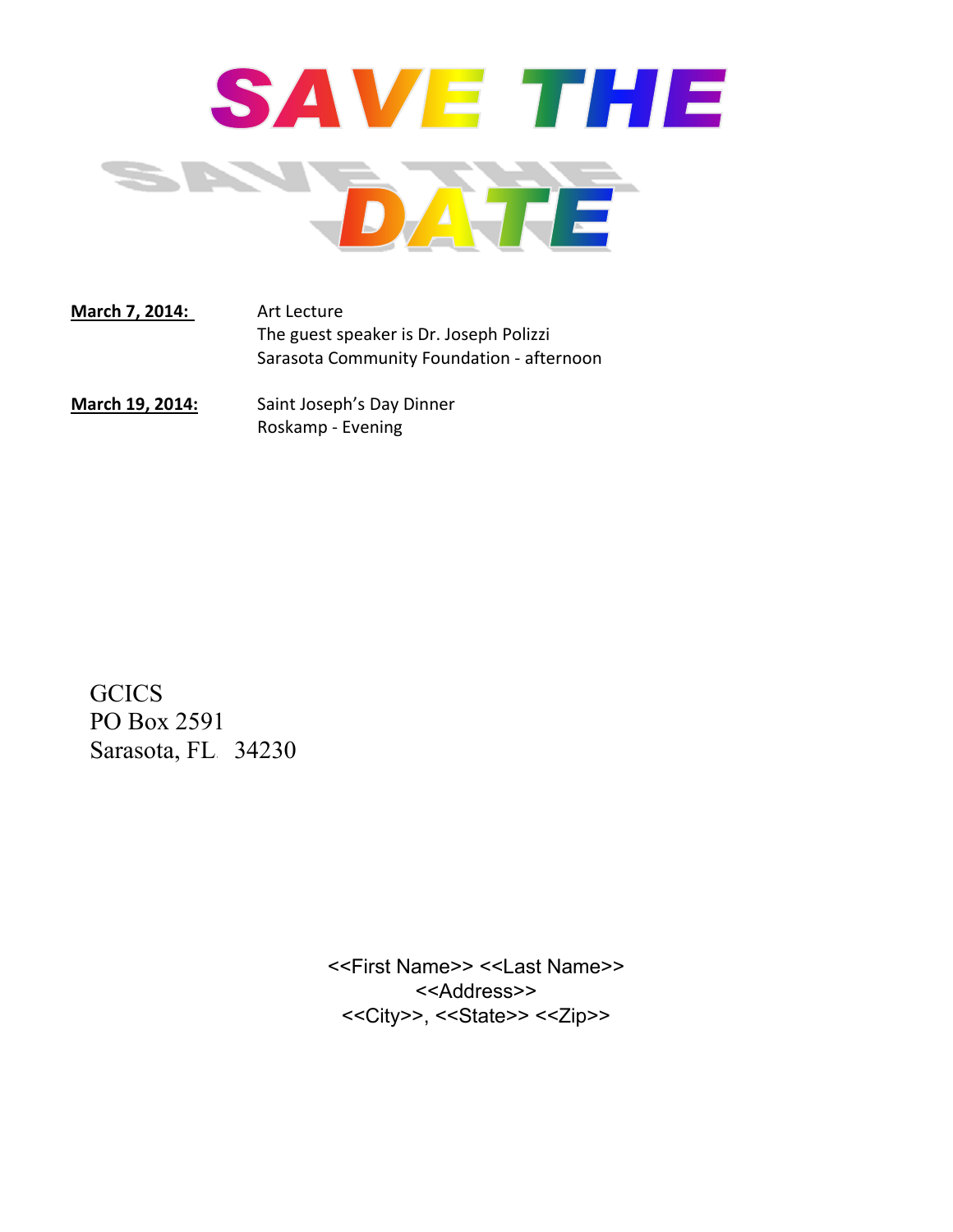# SAVE THE DATE

**March 7, 2014:**

Art Lecture
The guest speaker is Dr. Joseph Polizzi
Sarasota Community Foundation - afternoon

**March 19, 2014:**

Saint Joseph's Day Dinner
Roskamp - Evening

GCICS
PO Box 2591
Sarasota, FL 34230

<<First Name>> <<Last Name>>
<<Address>>
<<City>>, <<State>> <<Zip>>